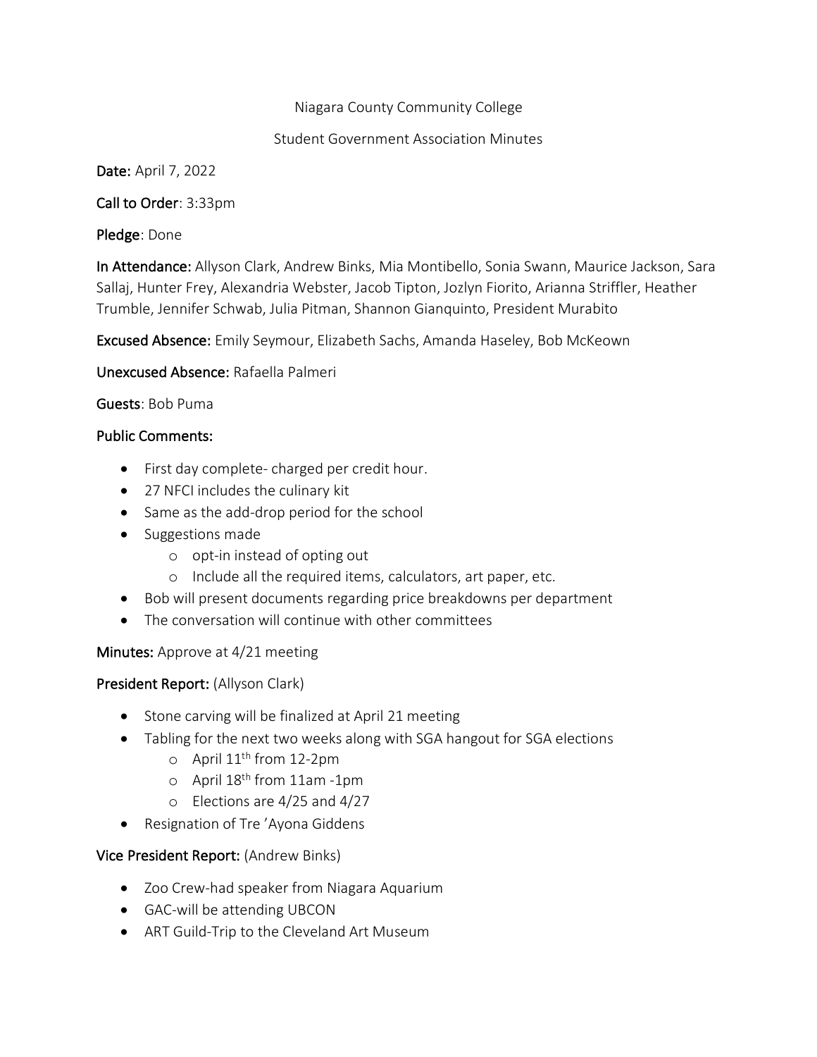Niagara County Community College

Student Government Association Minutes

**Date:** April 7, 2022

**Call to Order**: 3:33pm

**Pledge**: Done

**In Attendance:** Allyson Clark, Andrew Binks, Mia Montibello, Sonia Swann, Maurice Jackson, Sara Sallaj, Hunter Frey, Alexandria Webster, Jacob Tipton, Jozlyn Fiorito, Arianna Striffler, Heather Trumble, Jennifer Schwab, Julia Pitman, Shannon Gianquinto, President Murabito

**Excused Absence:** Emily Seymour, Elizabeth Sachs, Amanda Haseley, Bob McKeown

**Unexcused Absence:** Rafaella Palmeri

**Guests**: Bob Puma

**Public Comments:**

- First day complete- charged per credit hour.
- 27 NFCI includes the culinary kit
- Same as the add-drop period for the school
- Suggestions made
  - opt-in instead of opting out
  - Include all the required items, calculators, art paper, etc.
- Bob will present documents regarding price breakdowns per department
- The conversation will continue with other committees

**Minutes:** Approve at 4/21 meeting

**President Report:** (Allyson Clark)

- Stone carving will be finalized at April 21 meeting
- Tabling for the next two weeks along with SGA hangout for SGA elections
  - April 11th from 12-2pm
  - April 18th from 11am -1pm
  - Elections are 4/25 and 4/27
- Resignation of Tre 'Ayona Giddens

**Vice President Report:** (Andrew Binks)

- Zoo Crew-had speaker from Niagara Aquarium
- GAC-will be attending UBCON
- ART Guild-Trip to the Cleveland Art Museum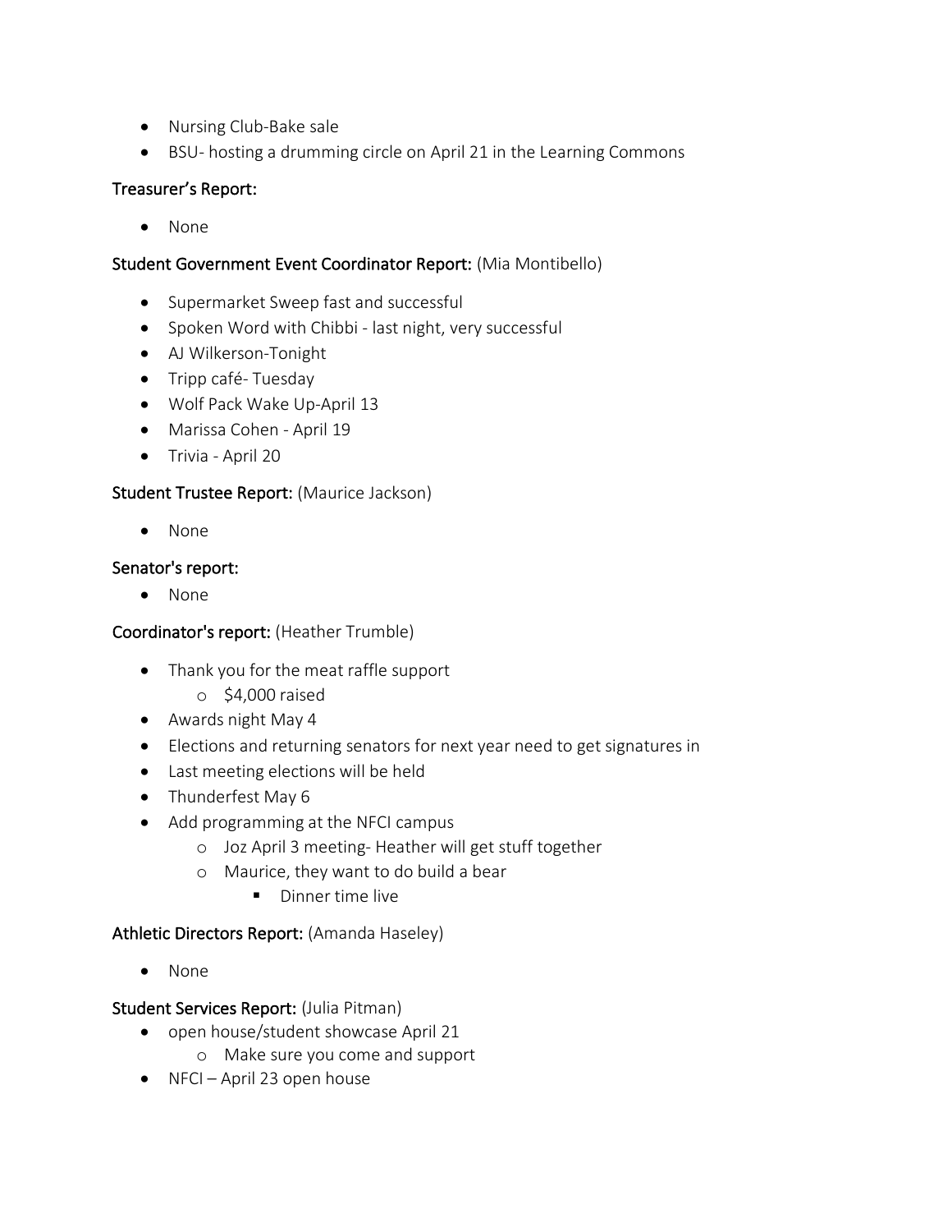- Nursing Club-Bake sale
- BSU- hosting a drumming circle on April 21 in the Learning Commons

**Treasurer's Report:**

- None

**Student Government Event Coordinator Report:** (Mia Montibello)

- Supermarket Sweep fast and successful
- Spoken Word with Chibbi - last night, very successful
- AJ Wilkerson-Tonight
- Tripp café- Tuesday
- Wolf Pack Wake Up-April 13
- Marissa Cohen - April 19
- Trivia - April 20

**Student Trustee Report:** (Maurice Jackson)

- None

**Senator's report:**

- None

**Coordinator's report:** (Heather Trumble)

- Thank you for the meat raffle support
    - $4,000 raised
- Awards night May 4
- Elections and returning senators for next year need to get signatures in
- Last meeting elections will be held
- Thunderfest May 6
- Add programming at the NFCI campus
    - Joz April 3 meeting- Heather will get stuff together
    - Maurice, they want to do build a bear
        - Dinner time live

**Athletic Directors Report:** (Amanda Haseley)

- None

**Student Services Report:** (Julia Pitman)

- open house/student showcase April 21
    - Make sure you come and support
- NFCI – April 23 open house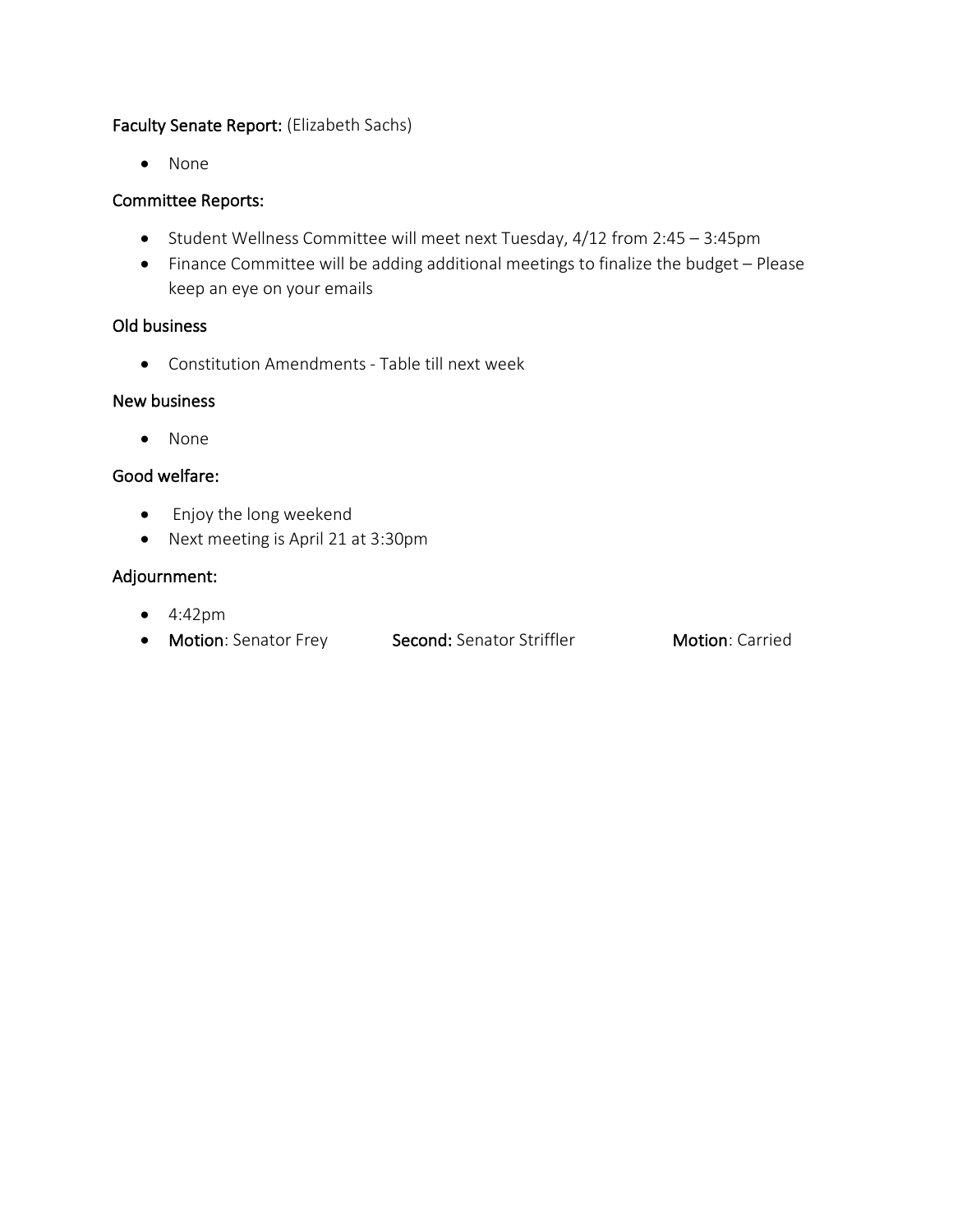**Faculty Senate Report:** (Elizabeth Sachs)

- None

**Committee Reports:**

- Student Wellness Committee will meet next Tuesday, 4/12 from 2:45 – 3:45pm
- Finance Committee will be adding additional meetings to finalize the budget – Please keep an eye on your emails

**Old business**

- Constitution Amendments - Table till next week

**New business**

- None

**Good welfare:**

- Enjoy the long weekend
- Next meeting is April 21 at 3:30pm

**Adjournment:**

- 4:42pm
- **Motion**: Senator Frey **Second:** Senator Striffler **Motion**: Carried